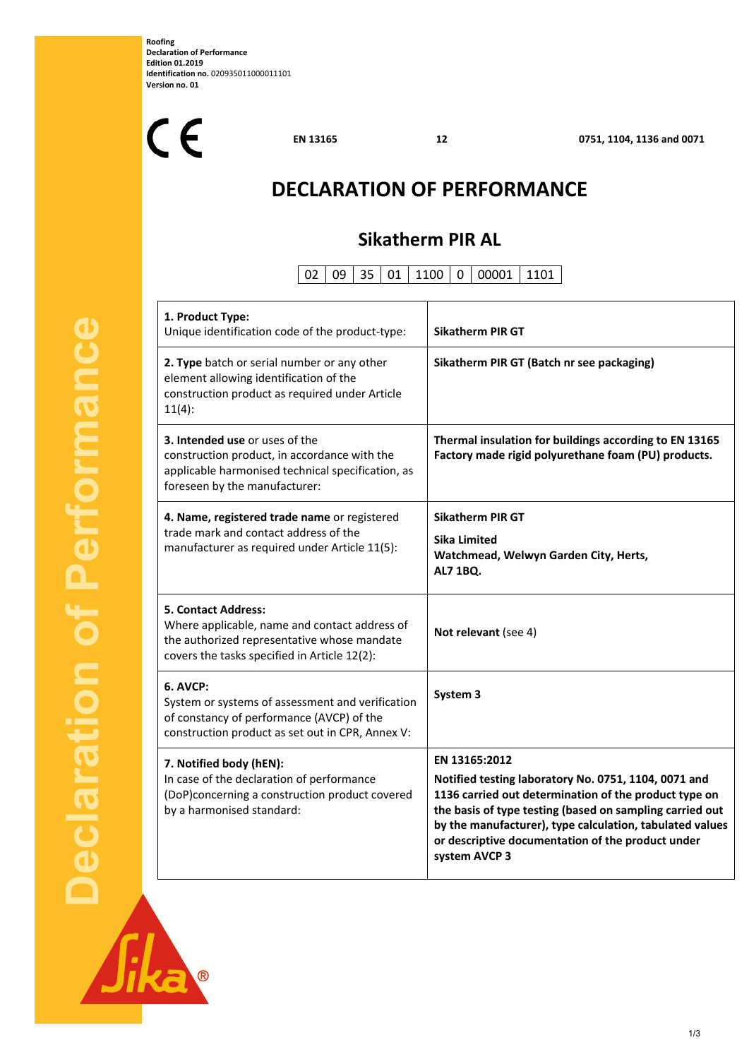**Roofing**
**Declaration of Performance**
**Edition 01.2019**
**Identification no.** 020935011000011101
**Version no. 01**

CE

**EN 13165** **12** **0751, 1104, 1136 and 0071**

# DECLARATION OF PERFORMANCE

## Sikatherm PIR AL

| 02 | 09 | 35 | 01 | 1100 | 0 | 00001 | 1101 |
|---|---|---|---|---|---|---|---|

| | |
|---|---|
| **1. Product Type:** Unique identification code of the product-type: | **Sikatherm PIR GT** |
| **2. Type** batch or serial number or any other element allowing identification of the construction product as required under Article 11(4): | **Sikatherm PIR GT (Batch nr see packaging)** |
| **3. Intended use** or uses of the construction product, in accordance with the applicable harmonised technical specification, as foreseen by the manufacturer: | **Thermal insulation for buildings according to EN 13165 Factory made rigid polyurethane foam (PU) products.** |
| **4. Name, registered trade name** or registered trade mark and contact address of the manufacturer as required under Article 11(5): | **Sikatherm PIR GT**<br>**Sika Limited**<br>**Watchmead, Welwyn Garden City, Herts, AL7 1BQ.** |
| **5. Contact Address:** Where applicable, name and contact address of the authorized representative whose mandate covers the tasks specified in Article 12(2): | **Not relevant** (see 4) |
| **6. AVCP:** System or systems of assessment and verification of constancy of performance (AVCP) of the construction product as set out in CPR, Annex V: | **System 3** |
| **7. Notified body (hEN):** In case of the declaration of performance (DoP)concerning a construction product covered by a harmonised standard: | **EN 13165:2012**<br>**Notified testing laboratory No. 0751, 1104, 0071 and 1136 carried out determination of the product type on the basis of type testing (based on sampling carried out by the manufacturer), type calculation, tabulated values or descriptive documentation of the product under system AVCP 3** |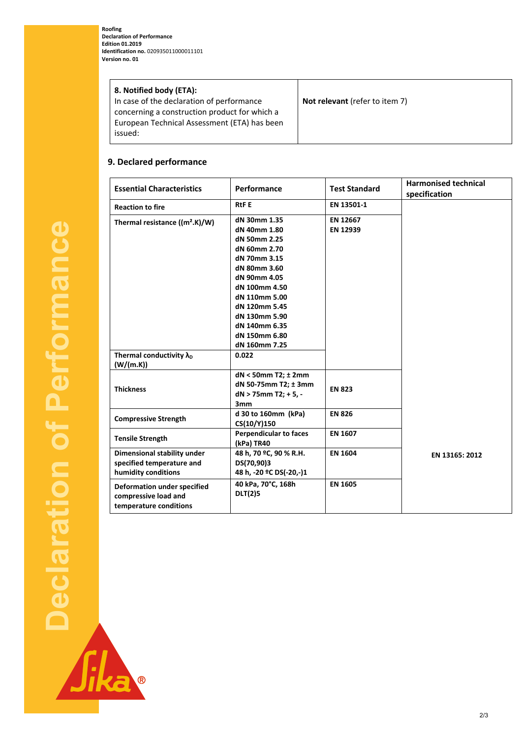| **8. Notified body (ETA):** In case of the declaration of performance concerning a construction product for which a European Technical Assessment (ETA) has been issued: | **Not relevant** (refer to item 7) |
|---|---|

## 9. Declared performance

| Essential Characteristics | Performance | Test Standard | Harmonised technical specification |
|---|---|---|---|
| **Reaction to fire** | **RtF E** | **EN 13501-1** | **EN 13165: 2012** |
| **Thermal resistance ((m².K)/W)** | **dN 30mm 1.35**<br>**dN 40mm 1.80**<br>**dN 50mm 2.25**<br>**dN 60mm 2.70**<br>**dN 70mm 3.15**<br>**dN 80mm 3.60**<br>**dN 90mm 4.05**<br>**dN 100mm 4.50**<br>**dN 110mm 5.00**<br>**dN 120mm 5.45**<br>**dN 130mm 5.90**<br>**dN 140mm 6.35**<br>**dN 150mm 6.80**<br>**dN 160mm 7.25** | **EN 12667**<br>**EN 12939** | |
| **Thermal conductivity $\lambda_D$ (W/(m.K))** | **0.022** | | |
| **Thickness** | **dN < 50mm T2; ± 2mm**<br>**dN 50-75mm T2; ± 3mm**<br>**dN > 75mm T2; + 5, - 3mm** | **EN 823** | |
| **Compressive Strength** | **d 30 to 160mm (kPa) CS(10/Y)150** | **EN 826** | |
| **Tensile Strength** | **Perpendicular to faces (kPa) TR40** | **EN 1607** | |
| **Dimensional stability under specified temperature and humidity conditions** | **48 h, 70 ºC, 90 % R.H. DS(70,90)3**<br>**48 h, -20 ºC DS(-20,-)1** | **EN 1604** | |
| **Deformation under specified compressive load and temperature conditions** | **40 kPa, 70°C, 168h DLT(2)5** | **EN 1605** | |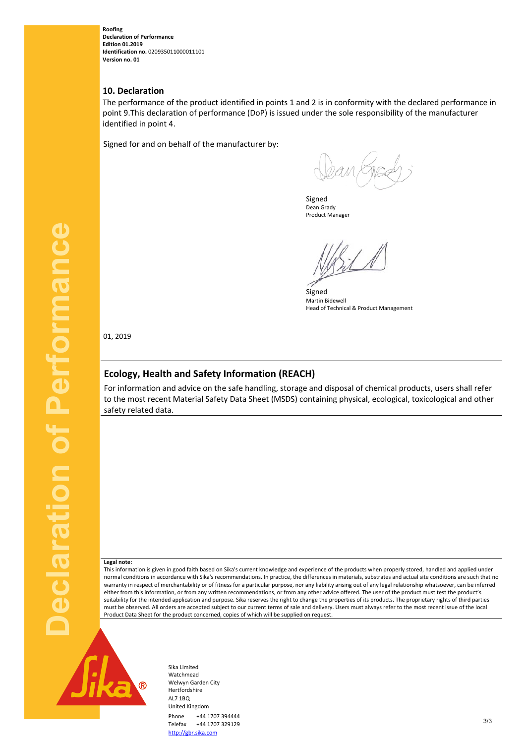**Roofing**
**Declaration of Performance**
**Edition 01.2019**
**Identification no.** 020935011000011101
**Version no. 01**

## 10. Declaration

The performance of the product identified in points 1 and 2 is in conformity with the declared performance in point 9.This declaration of performance (DoP) is issued under the sole responsibility of the manufacturer identified in point 4.

Signed for and on behalf of the manufacturer by:

Signed
Dean Grady
Product Manager

Signed
Martin Bidewell
Head of Technical & Product Management

01, 2019

## Ecology, Health and Safety Information (REACH)

For information and advice on the safe handling, storage and disposal of chemical products, users shall refer to the most recent Material Safety Data Sheet (MSDS) containing physical, ecological, toxicological and other safety related data.

**Legal note:**
This information is given in good faith based on Sika's current knowledge and experience of the products when properly stored, handled and applied under normal conditions in accordance with Sika's recommendations. In practice, the differences in materials, substrates and actual site conditions are such that no warranty in respect of merchantability or of fitness for a particular purpose, nor any liability arising out of any legal relationship whatsoever, can be inferred either from this information, or from any written recommendations, or from any other advice offered. The user of the product must test the product's suitability for the intended application and purpose. Sika reserves the right to change the properties of its products. The proprietary rights of third parties must be observed. All orders are accepted subject to our current terms of sale and delivery. Users must always refer to the most recent issue of the local Product Data Sheet for the product concerned, copies of which will be supplied on request.

Sika Limited
Watchmead
Welwyn Garden City
Hertfordshire
AL7 1BQ
United Kingdom
Phone +44 1707 394444
Telefax +44 1707 329129
http://gbr.sika.com